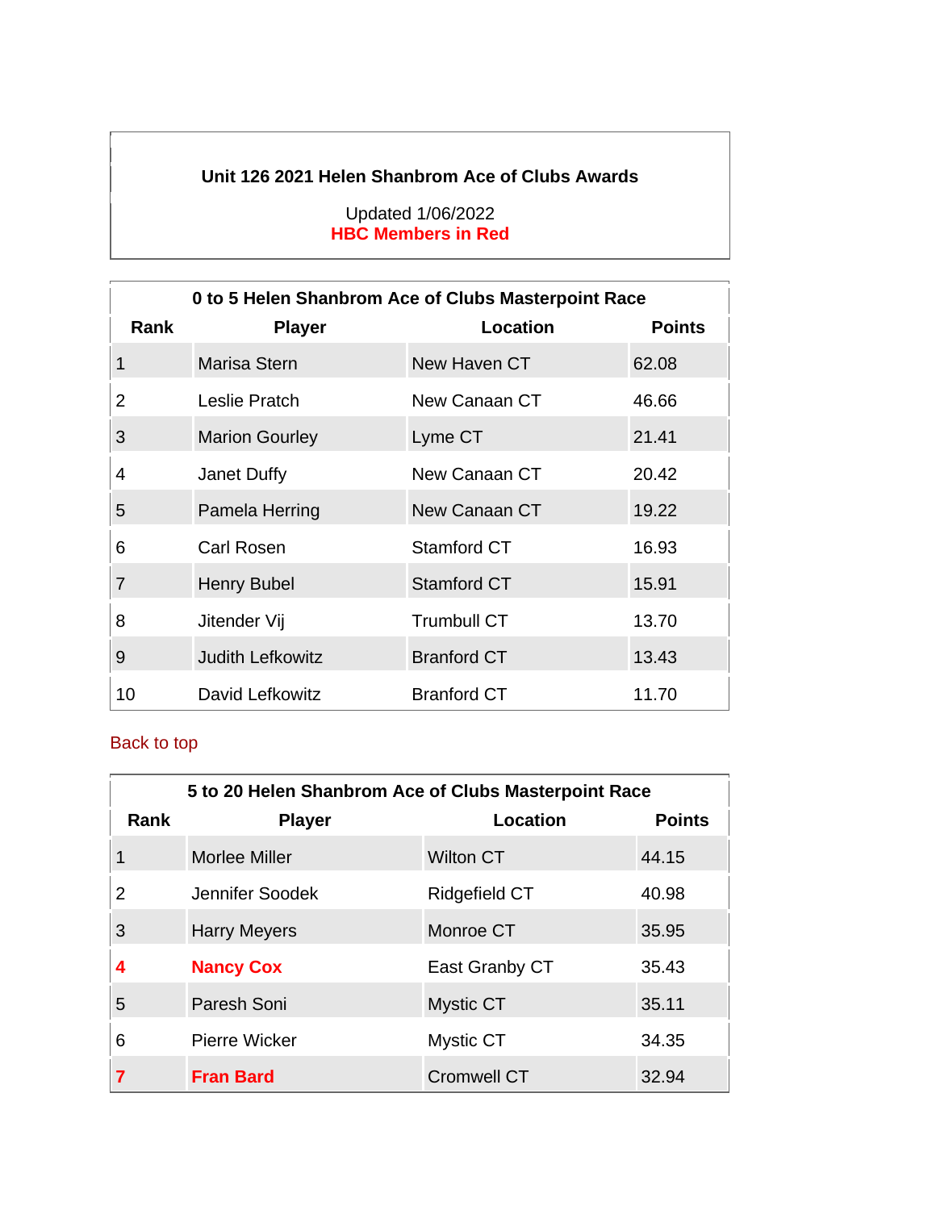**Unit 126 2021 Helen Shanbrom Ace of Clubs Awards**

Updated 1/06/2022

**HBC Members in Red**

| 0 to 5 Helen Shanbrom Ace of Clubs Masterpoint Race | | | |
|---|---|---|---|
| **Rank** | **Player** | **Location** | **Points** |
| 1 | Marisa Stern | New Haven CT | 62.08 |
| 2 | Leslie Pratch | New Canaan CT | 46.66 |
| 3 | Marion Gourley | Lyme CT | 21.41 |
| 4 | Janet Duffy | New Canaan CT | 20.42 |
| 5 | Pamela Herring | New Canaan CT | 19.22 |
| 6 | Carl Rosen | Stamford CT | 16.93 |
| 7 | Henry Bubel | Stamford CT | 15.91 |
| 8 | Jitender Vij | Trumbull CT | 13.70 |
| 9 | Judith Lefkowitz | Branford CT | 13.43 |
| 10 | David Lefkowitz | Branford CT | 11.70 |

Back to top

| 5 to 20 Helen Shanbrom Ace of Clubs Masterpoint Race | | | |
|---|---|---|---|
| **Rank** | **Player** | **Location** | **Points** |
| 1 | Morlee Miller | Wilton CT | 44.15 |
| 2 | Jennifer Soodek | Ridgefield CT | 40.98 |
| 3 | Harry Meyers | Monroe CT | 35.95 |
| **4** | **Nancy Cox** | East Granby CT | 35.43 |
| 5 | Paresh Soni | Mystic CT | 35.11 |
| 6 | Pierre Wicker | Mystic CT | 34.35 |
| **7** | **Fran Bard** | Cromwell CT | 32.94 |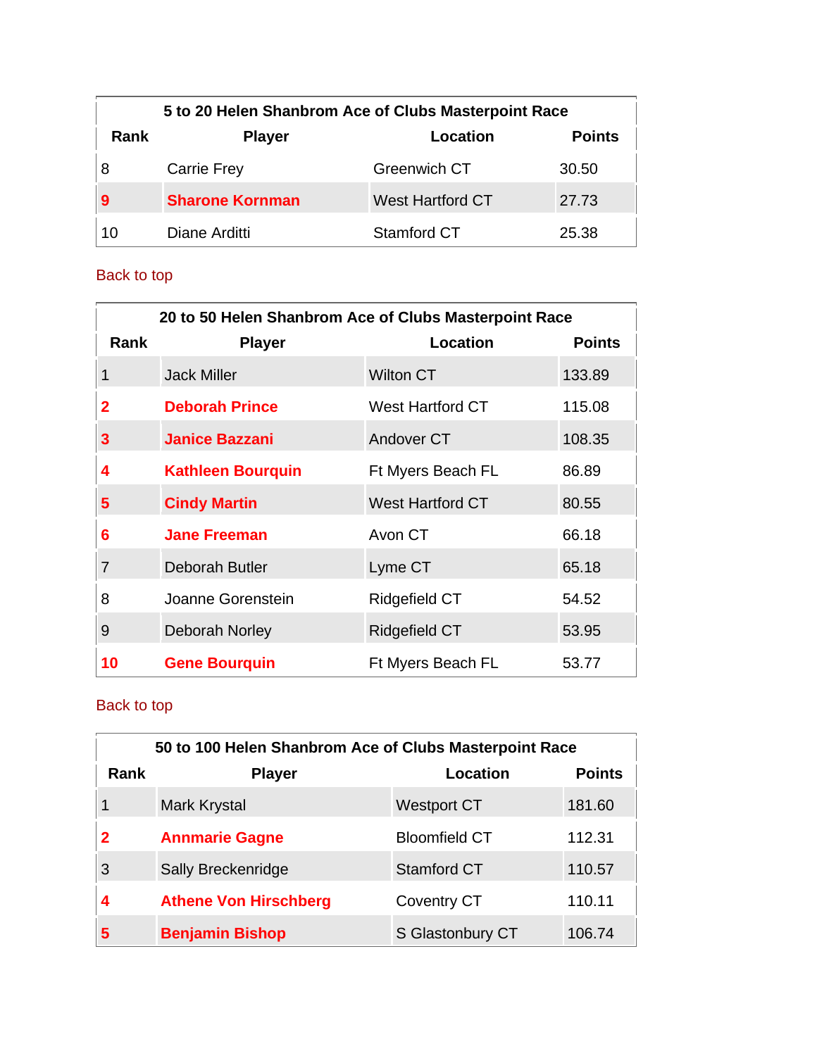| 5 to 20 Helen Shanbrom Ace of Clubs Masterpoint Race | | | |
|---|---|---|---|
| **Rank** | **Player** | **Location** | **Points** |
| 8 | Carrie Frey | Greenwich CT | 30.50 |
| **9** | **Sharone Kornman** | West Hartford CT | 27.73 |
| 10 | Diane Arditti | Stamford CT | 25.38 |

Back to top

| 20 to 50 Helen Shanbrom Ace of Clubs Masterpoint Race | | | |
|---|---|---|---|
| **Rank** | **Player** | **Location** | **Points** |
| 1 | Jack Miller | Wilton CT | 133.89 |
| **2** | **Deborah Prince** | West Hartford CT | 115.08 |
| **3** | **Janice Bazzani** | Andover CT | 108.35 |
| **4** | **Kathleen Bourquin** | Ft Myers Beach FL | 86.89 |
| **5** | **Cindy Martin** | West Hartford CT | 80.55 |
| **6** | **Jane Freeman** | Avon CT | 66.18 |
| 7 | Deborah Butler | Lyme CT | 65.18 |
| 8 | Joanne Gorenstein | Ridgefield CT | 54.52 |
| 9 | Deborah Norley | Ridgefield CT | 53.95 |
| **10** | **Gene Bourquin** | Ft Myers Beach FL | 53.77 |

Back to top

| 50 to 100 Helen Shanbrom Ace of Clubs Masterpoint Race | | | |
|---|---|---|---|
| **Rank** | **Player** | **Location** | **Points** |
| 1 | Mark Krystal | Westport CT | 181.60 |
| **2** | **Annmarie Gagne** | Bloomfield CT | 112.31 |
| 3 | Sally Breckenridge | Stamford CT | 110.57 |
| **4** | **Athene Von Hirschberg** | Coventry CT | 110.11 |
| **5** | **Benjamin Bishop** | S Glastonbury CT | 106.74 |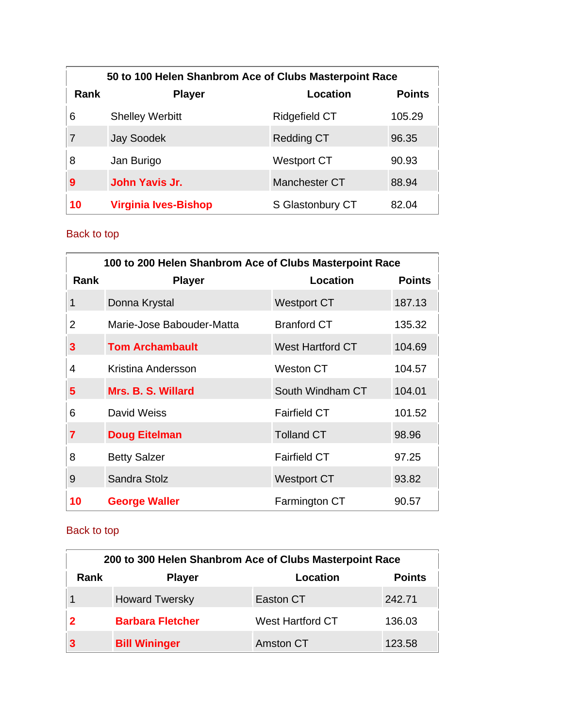| 50 to 100 Helen Shanbrom Ace of Clubs Masterpoint Race | | | |
|---|---|---|---|
| **Rank** | **Player** | **Location** | **Points** |
| 6 | Shelley Werbitt | Ridgefield CT | 105.29 |
| 7 | Jay Soodek | Redding CT | 96.35 |
| 8 | Jan Burigo | Westport CT | 90.93 |
| **9** | **John Yavis Jr.** | Manchester CT | 88.94 |
| **10** | **Virginia Ives-Bishop** | S Glastonbury CT | 82.04 |

Back to top

| 100 to 200 Helen Shanbrom Ace of Clubs Masterpoint Race | | | |
|---|---|---|---|
| **Rank** | **Player** | **Location** | **Points** |
| 1 | Donna Krystal | Westport CT | 187.13 |
| 2 | Marie-Jose Babouder-Matta | Branford CT | 135.32 |
| **3** | **Tom Archambault** | West Hartford CT | 104.69 |
| 4 | Kristina Andersson | Weston CT | 104.57 |
| **5** | **Mrs. B. S. Willard** | South Windham CT | 104.01 |
| 6 | David Weiss | Fairfield CT | 101.52 |
| **7** | **Doug Eitelman** | Tolland CT | 98.96 |
| 8 | Betty Salzer | Fairfield CT | 97.25 |
| 9 | Sandra Stolz | Westport CT | 93.82 |
| **10** | **George Waller** | Farmington CT | 90.57 |

Back to top

| 200 to 300 Helen Shanbrom Ace of Clubs Masterpoint Race | | | |
|---|---|---|---|
| **Rank** | **Player** | **Location** | **Points** |
| 1 | Howard Twersky | Easton CT | 242.71 |
| **2** | **Barbara Fletcher** | West Hartford CT | 136.03 |
| **3** | **Bill Wininger** | Amston CT | 123.58 |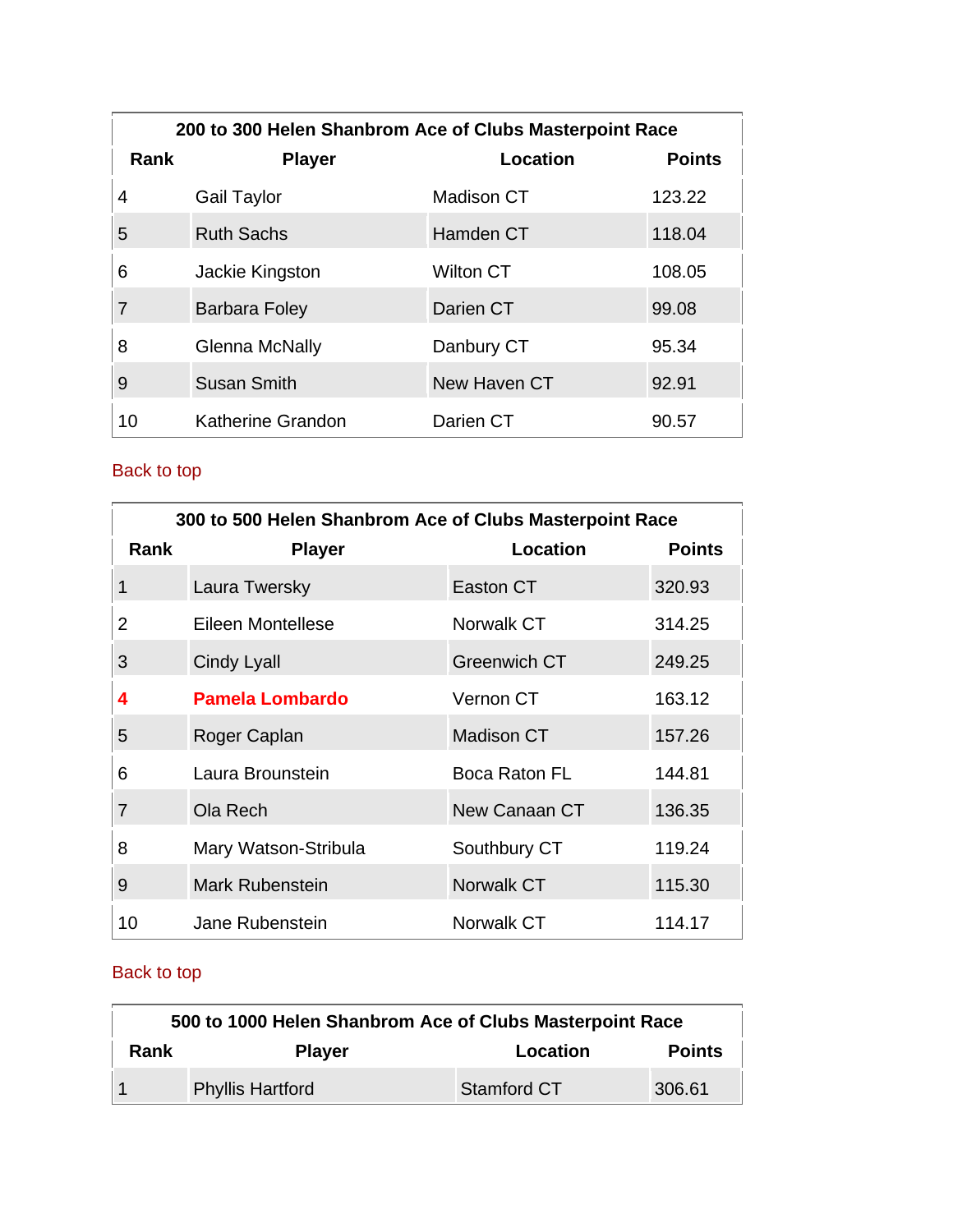| 200 to 300 Helen Shanbrom Ace of Clubs Masterpoint Race | | | |
|---|---|---|---|
| **Rank** | **Player** | **Location** | **Points** |
| 4 | Gail Taylor | Madison CT | 123.22 |
| 5 | Ruth Sachs | Hamden CT | 118.04 |
| 6 | Jackie Kingston | Wilton CT | 108.05 |
| 7 | Barbara Foley | Darien CT | 99.08 |
| 8 | Glenna McNally | Danbury CT | 95.34 |
| 9 | Susan Smith | New Haven CT | 92.91 |
| 10 | Katherine Grandon | Darien CT | 90.57 |

Back to top

| 300 to 500 Helen Shanbrom Ace of Clubs Masterpoint Race | | | |
|---|---|---|---|
| **Rank** | **Player** | **Location** | **Points** |
| 1 | Laura Twersky | Easton CT | 320.93 |
| 2 | Eileen Montellese | Norwalk CT | 314.25 |
| 3 | Cindy Lyall | Greenwich CT | 249.25 |
| **4** | **Pamela Lombardo** | Vernon CT | 163.12 |
| 5 | Roger Caplan | Madison CT | 157.26 |
| 6 | Laura Brounstein | Boca Raton FL | 144.81 |
| 7 | Ola Rech | New Canaan CT | 136.35 |
| 8 | Mary Watson-Stribula | Southbury CT | 119.24 |
| 9 | Mark Rubenstein | Norwalk CT | 115.30 |
| 10 | Jane Rubenstein | Norwalk CT | 114.17 |

Back to top

| 500 to 1000 Helen Shanbrom Ace of Clubs Masterpoint Race | | | |
|---|---|---|---|
| **Rank** | **Player** | **Location** | **Points** |
| 1 | Phyllis Hartford | Stamford CT | 306.61 |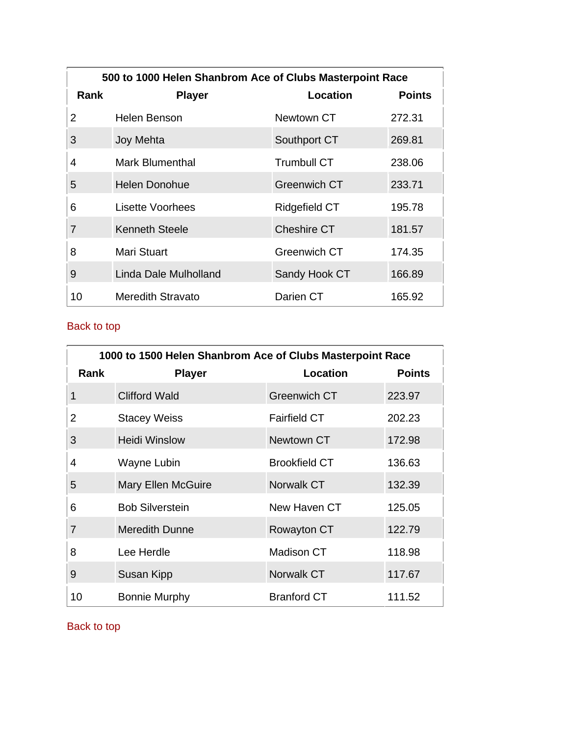| 500 to 1000 Helen Shanbrom Ace of Clubs Masterpoint Race | | | |
|---|---|---|---|
| **Rank** | **Player** | **Location** | **Points** |
| 2 | Helen Benson | Newtown CT | 272.31 |
| 3 | Joy Mehta | Southport CT | 269.81 |
| 4 | Mark Blumenthal | Trumbull CT | 238.06 |
| 5 | Helen Donohue | Greenwich CT | 233.71 |
| 6 | Lisette Voorhees | Ridgefield CT | 195.78 |
| 7 | Kenneth Steele | Cheshire CT | 181.57 |
| 8 | Mari Stuart | Greenwich CT | 174.35 |
| 9 | Linda Dale Mulholland | Sandy Hook CT | 166.89 |
| 10 | Meredith Stravato | Darien CT | 165.92 |

Back to top

| 1000 to 1500 Helen Shanbrom Ace of Clubs Masterpoint Race | | | |
|---|---|---|---|
| **Rank** | **Player** | **Location** | **Points** |
| 1 | Clifford Wald | Greenwich CT | 223.97 |
| 2 | Stacey Weiss | Fairfield CT | 202.23 |
| 3 | Heidi Winslow | Newtown CT | 172.98 |
| 4 | Wayne Lubin | Brookfield CT | 136.63 |
| 5 | Mary Ellen McGuire | Norwalk CT | 132.39 |
| 6 | Bob Silverstein | New Haven CT | 125.05 |
| 7 | Meredith Dunne | Rowayton CT | 122.79 |
| 8 | Lee Herdle | Madison CT | 118.98 |
| 9 | Susan Kipp | Norwalk CT | 117.67 |
| 10 | Bonnie Murphy | Branford CT | 111.52 |

Back to top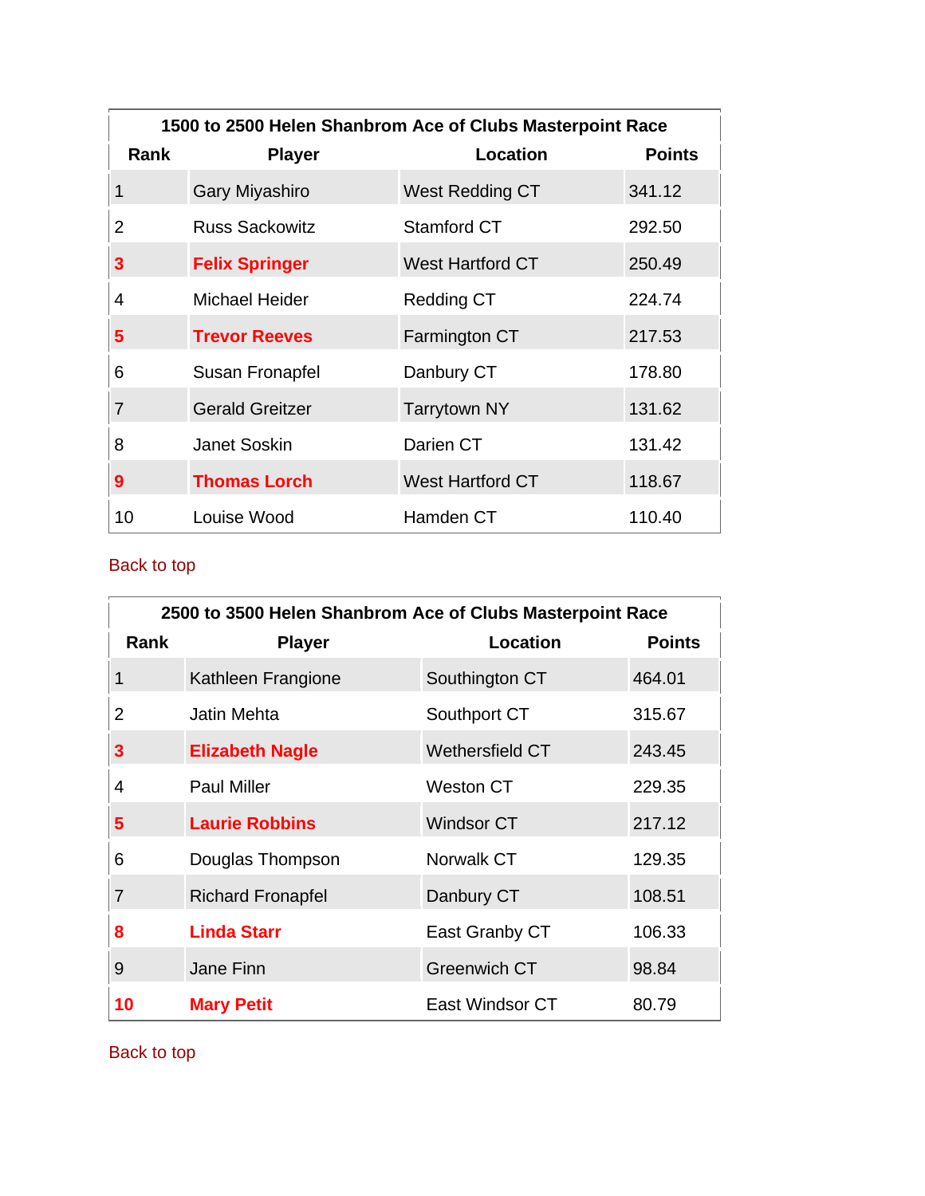| 1500 to 2500 Helen Shanbrom Ace of Clubs Masterpoint Race | | | |
|---|---|---|---|
| **Rank** | **Player** | **Location** | **Points** |
| 1 | Gary Miyashiro | West Redding CT | 341.12 |
| 2 | Russ Sackowitz | Stamford CT | 292.50 |
| **3** | **Felix Springer** | West Hartford CT | 250.49 |
| 4 | Michael Heider | Redding CT | 224.74 |
| **5** | **Trevor Reeves** | Farmington CT | 217.53 |
| 6 | Susan Fronapfel | Danbury CT | 178.80 |
| 7 | Gerald Greitzer | Tarrytown NY | 131.62 |
| 8 | Janet Soskin | Darien CT | 131.42 |
| **9** | **Thomas Lorch** | West Hartford CT | 118.67 |
| 10 | Louise Wood | Hamden CT | 110.40 |

Back to top

| 2500 to 3500 Helen Shanbrom Ace of Clubs Masterpoint Race | | | |
|---|---|---|---|
| **Rank** | **Player** | **Location** | **Points** |
| 1 | Kathleen Frangione | Southington CT | 464.01 |
| 2 | Jatin Mehta | Southport CT | 315.67 |
| **3** | **Elizabeth Nagle** | Wethersfield CT | 243.45 |
| 4 | Paul Miller | Weston CT | 229.35 |
| **5** | **Laurie Robbins** | Windsor CT | 217.12 |
| 6 | Douglas Thompson | Norwalk CT | 129.35 |
| 7 | Richard Fronapfel | Danbury CT | 108.51 |
| **8** | **Linda Starr** | East Granby CT | 106.33 |
| 9 | Jane Finn | Greenwich CT | 98.84 |
| **10** | **Mary Petit** | East Windsor CT | 80.79 |

Back to top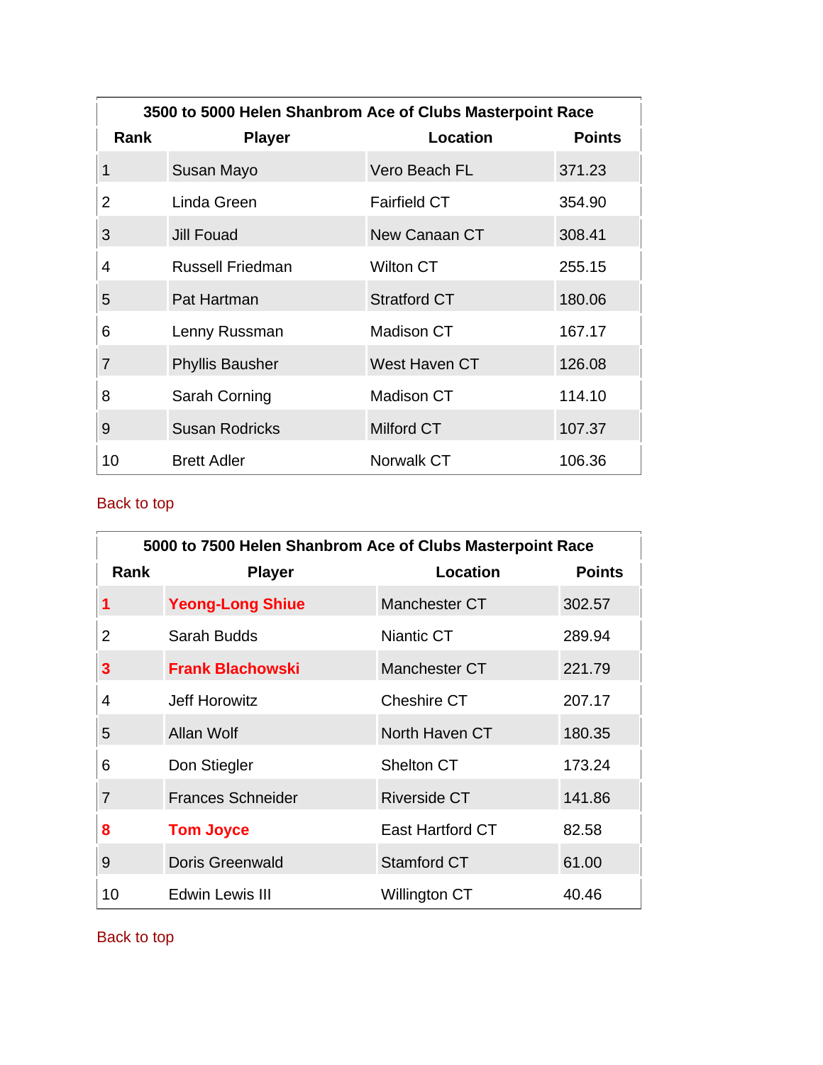| 3500 to 5000 Helen Shanbrom Ace of Clubs Masterpoint Race | | | |
|---|---|---|---|
| **Rank** | **Player** | **Location** | **Points** |
| 1 | Susan Mayo | Vero Beach FL | 371.23 |
| 2 | Linda Green | Fairfield CT | 354.90 |
| 3 | Jill Fouad | New Canaan CT | 308.41 |
| 4 | Russell Friedman | Wilton CT | 255.15 |
| 5 | Pat Hartman | Stratford CT | 180.06 |
| 6 | Lenny Russman | Madison CT | 167.17 |
| 7 | Phyllis Bausher | West Haven CT | 126.08 |
| 8 | Sarah Corning | Madison CT | 114.10 |
| 9 | Susan Rodricks | Milford CT | 107.37 |
| 10 | Brett Adler | Norwalk CT | 106.36 |

Back to top

| 5000 to 7500 Helen Shanbrom Ace of Clubs Masterpoint Race | | | |
|---|---|---|---|
| **Rank** | **Player** | **Location** | **Points** |
| **1** | **Yeong-Long Shiue** | Manchester CT | 302.57 |
| 2 | Sarah Budds | Niantic CT | 289.94 |
| **3** | **Frank Blachowski** | Manchester CT | 221.79 |
| 4 | Jeff Horowitz | Cheshire CT | 207.17 |
| 5 | Allan Wolf | North Haven CT | 180.35 |
| 6 | Don Stiegler | Shelton CT | 173.24 |
| 7 | Frances Schneider | Riverside CT | 141.86 |
| **8** | **Tom Joyce** | East Hartford CT | 82.58 |
| 9 | Doris Greenwald | Stamford CT | 61.00 |
| 10 | Edwin Lewis III | Willington CT | 40.46 |

Back to top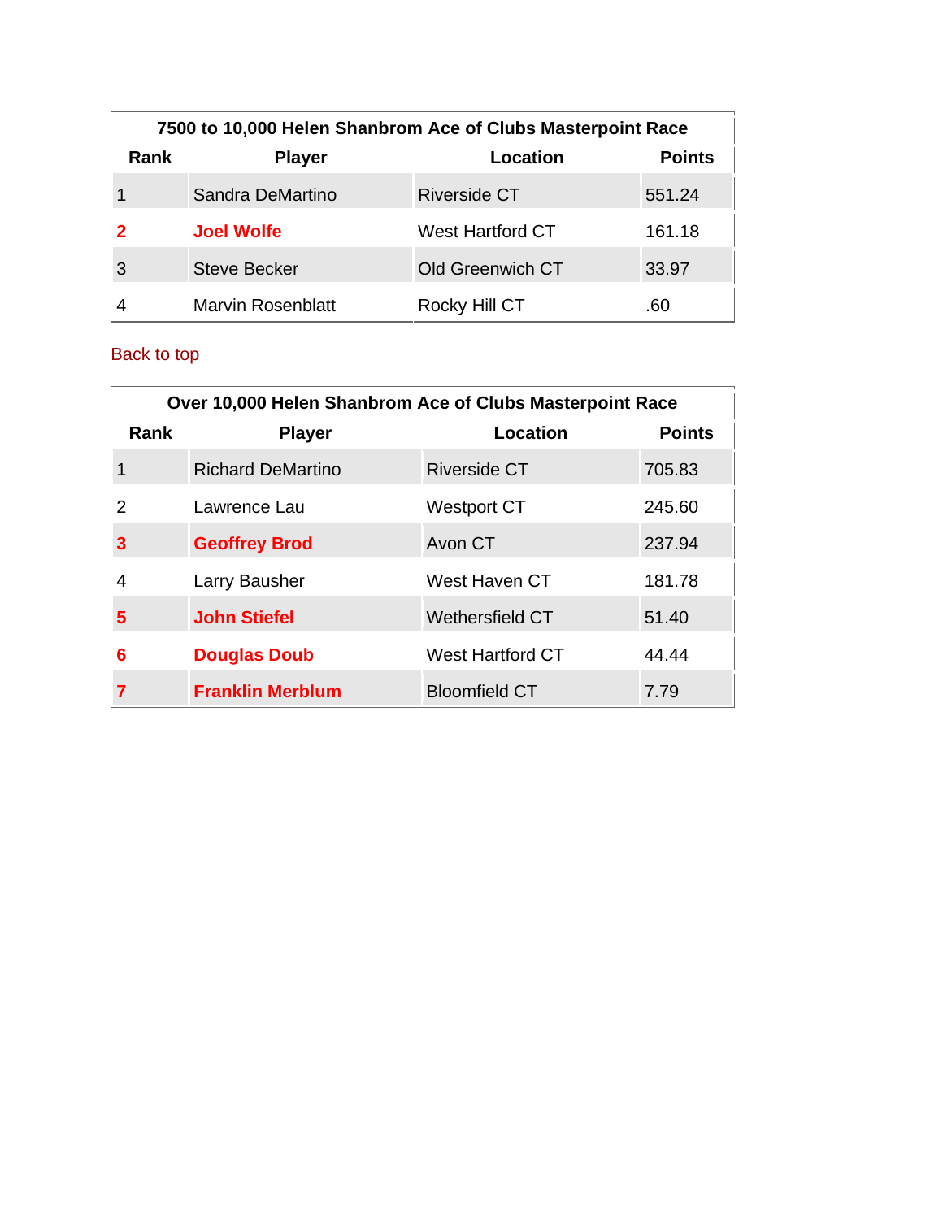| 7500 to 10,000 Helen Shanbrom Ace of Clubs Masterpoint Race | | | |
|---|---|---|---|
| **Rank** | **Player** | **Location** | **Points** |
| 1 | Sandra DeMartino | Riverside CT | 551.24 |
| **2** | **Joel Wolfe** | West Hartford CT | 161.18 |
| 3 | Steve Becker | Old Greenwich CT | 33.97 |
| 4 | Marvin Rosenblatt | Rocky Hill CT | .60 |

Back to top

| Over 10,000 Helen Shanbrom Ace of Clubs Masterpoint Race | | | |
|---|---|---|---|
| **Rank** | **Player** | **Location** | **Points** |
| 1 | Richard DeMartino | Riverside CT | 705.83 |
| 2 | Lawrence Lau | Westport CT | 245.60 |
| **3** | **Geoffrey Brod** | Avon CT | 237.94 |
| 4 | Larry Bausher | West Haven CT | 181.78 |
| **5** | **John Stiefel** | Wethersfield CT | 51.40 |
| **6** | **Douglas Doub** | West Hartford CT | 44.44 |
| **7** | **Franklin Merblum** | Bloomfield CT | 7.79 |